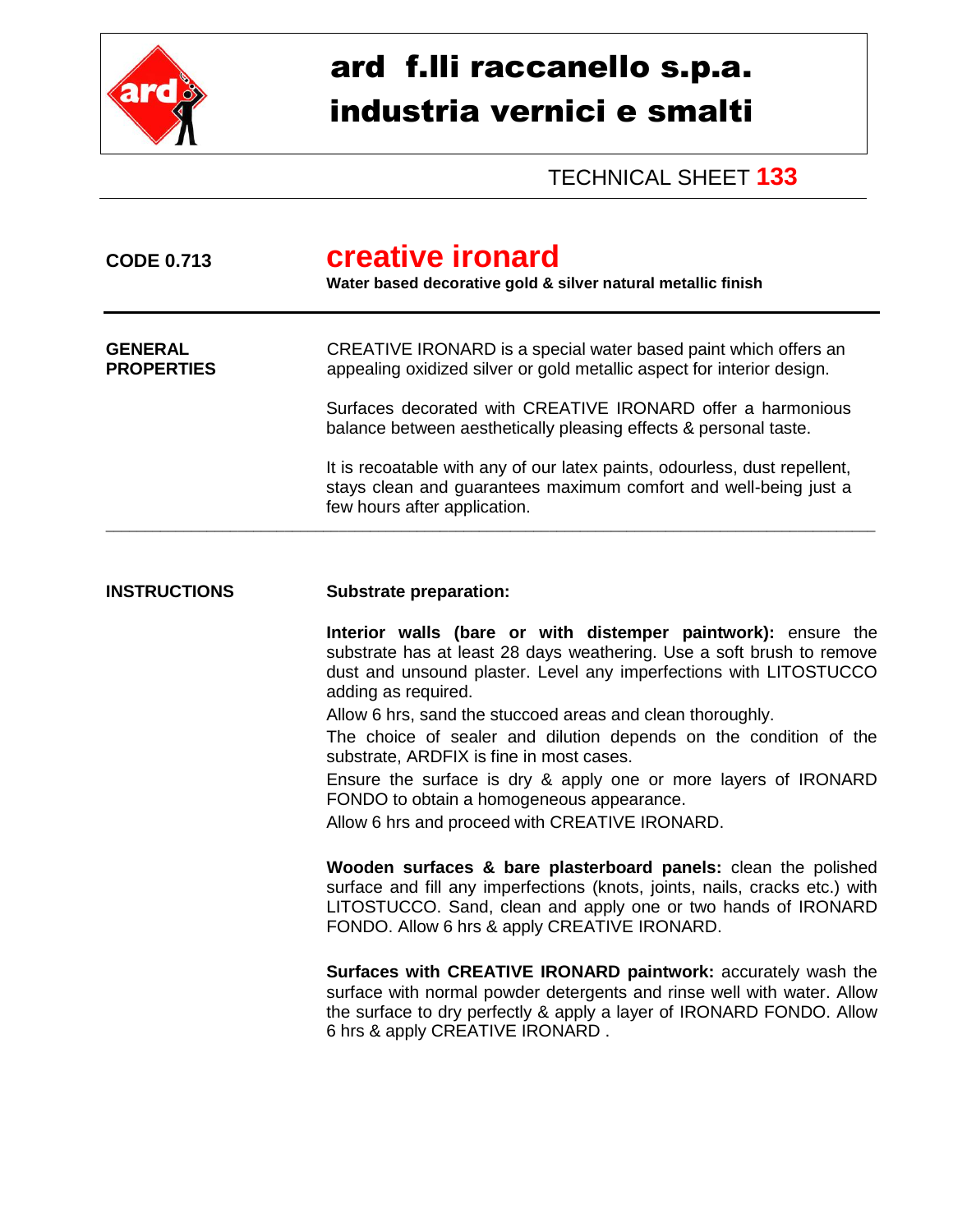# ard f.lli raccanello s.p.a.
# industria vernici e smalti

TECHNICAL SHEET **133**

**CODE 0.713**

## creative ironard

**Water based decorative gold & silver natural metallic finish**

---

**GENERAL PROPERTIES**

CREATIVE IRONARD is a special water based paint which offers an appealing oxidized silver or gold metallic aspect for interior design.

Surfaces decorated with CREATIVE IRONARD offer a harmonious balance between aesthetically pleasing effects & personal taste.

It is recoatable with any of our latex paints, odourless, dust repellent, stays clean and guarantees maximum comfort and well-being just a few hours after application.

---

**INSTRUCTIONS**

**Substrate preparation:**

**Interior walls (bare or with distemper paintwork):** ensure the substrate has at least 28 days weathering. Use a soft brush to remove dust and unsound plaster. Level any imperfections with LITOSTUCCO adding as required.

Allow 6 hrs, sand the stuccoed areas and clean thoroughly.

The choice of sealer and dilution depends on the condition of the substrate, ARDFIX is fine in most cases.

Ensure the surface is dry & apply one or more layers of IRONARD FONDO to obtain a homogeneous appearance.

Allow 6 hrs and proceed with CREATIVE IRONARD.

**Wooden surfaces & bare plasterboard panels:** clean the polished surface and fill any imperfections (knots, joints, nails, cracks etc.) with LITOSTUCCO. Sand, clean and apply one or two hands of IRONARD FONDO. Allow 6 hrs & apply CREATIVE IRONARD.

**Surfaces with CREATIVE IRONARD paintwork:** accurately wash the surface with normal powder detergents and rinse well with water. Allow the surface to dry perfectly & apply a layer of IRONARD FONDO. Allow 6 hrs & apply CREATIVE IRONARD .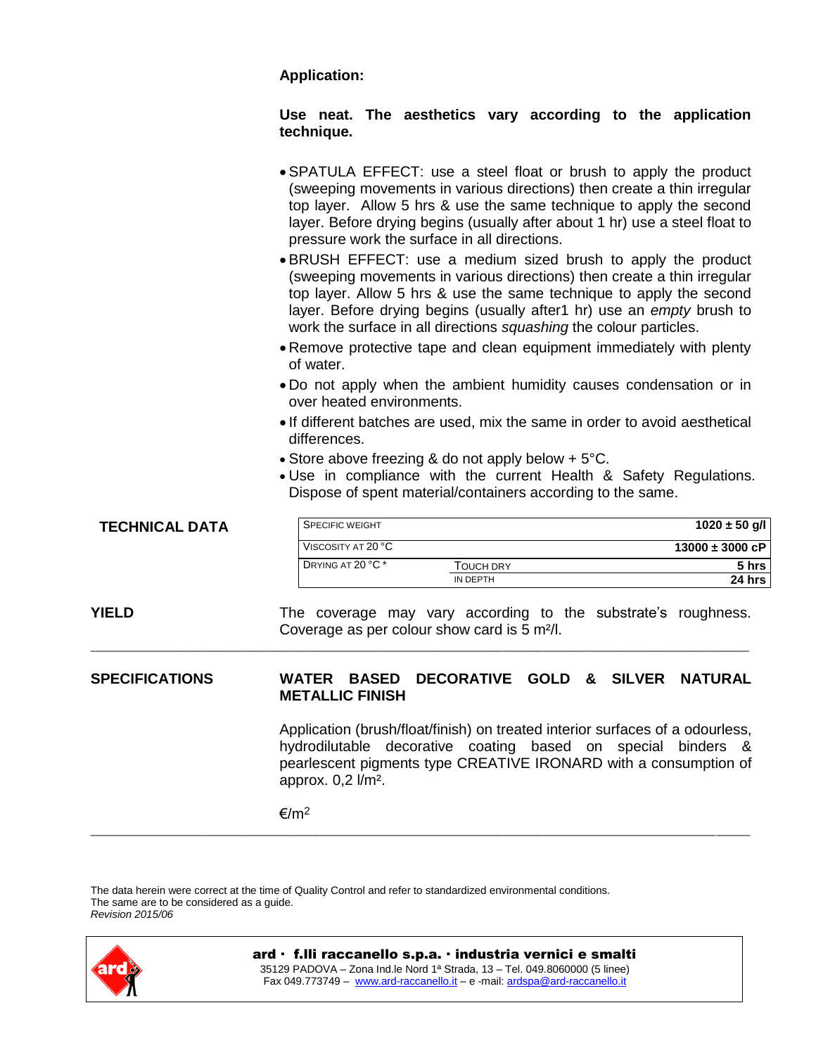**Application:**

**Use neat. The aesthetics vary according to the application technique.**

- SPATULA EFFECT: use a steel float or brush to apply the product (sweeping movements in various directions) then create a thin irregular top layer. Allow 5 hrs & use the same technique to apply the second layer. Before drying begins (usually after about 1 hr) use a steel float to pressure work the surface in all directions.
- BRUSH EFFECT: use a medium sized brush to apply the product (sweeping movements in various directions) then create a thin irregular top layer. Allow 5 hrs & use the same technique to apply the second layer. Before drying begins (usually after1 hr) use an *empty* brush to work the surface in all directions *squashing* the colour particles.
- Remove protective tape and clean equipment immediately with plenty of water.
- Do not apply when the ambient humidity causes condensation or in over heated environments.
- If different batches are used, mix the same in order to avoid aesthetical differences.
- Store above freezing & do not apply below + 5°C.
- Use in compliance with the current Health & Safety Regulations. Dispose of spent material/containers according to the same.

**TECHNICAL DATA**

| | | |
|---|---|---|
| SPECIFIC WEIGHT | | **1020 ± 50 g/l** |
| VISCOSITY AT 20 °C | | **13000 ± 3000 cP** |
| DRYING AT 20 °C * | TOUCH DRY | **5 hrs** |
| | IN DEPTH | **24 hrs** |

**YIELD**

The coverage may vary according to the substrate's roughness. Coverage as per colour show card is 5 m²/l.

---

**SPECIFICATIONS**

**WATER BASED DECORATIVE GOLD & SILVER NATURAL METALLIC FINISH**

Application (brush/float/finish) on treated interior surfaces of a odourless, hydrodilutable decorative coating based on special binders & pearlescent pigments type CREATIVE IRONARD with a consumption of approx. 0,2 l/m².

€/m²

---

The data herein were correct at the time of Quality Control and refer to standardized environmental conditions.
The same are to be considered as a guide.
*Revision 2015/06*

**ard · f.lli raccanello s.p.a. · industria vernici e smalti**
35129 PADOVA – Zona Ind.le Nord 1ª Strada, 13 – Tel. 049.8060000 (5 linee)
Fax 049.773749 – www.ard-raccanello.it – e -mail: ardspa@ard-raccanello.it